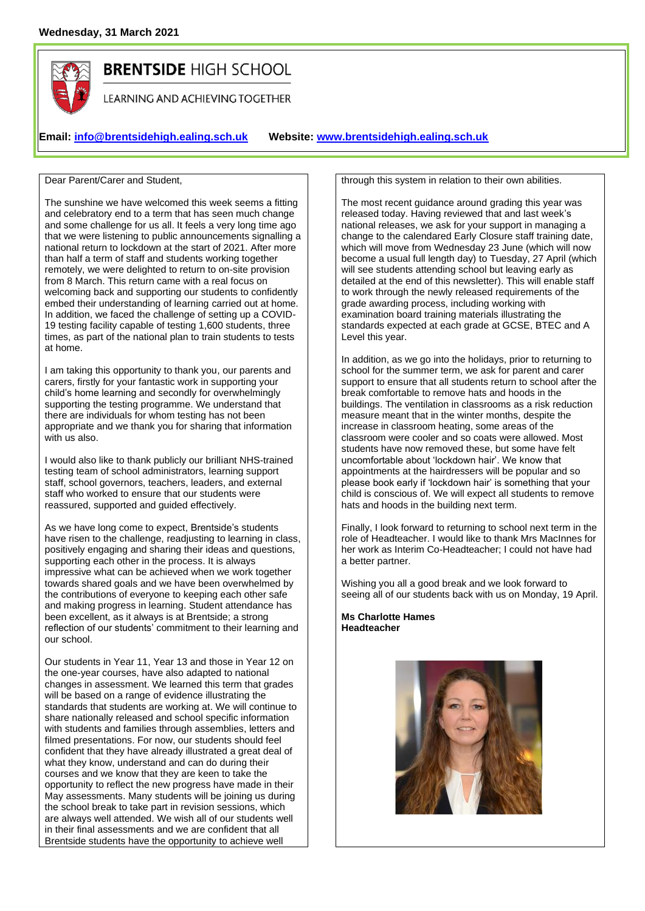**Wednesday, 31 March 2021**

# BRENTSIDE HIGH SCHOOL

LEARNING AND ACHIEVING TOGETHER

**Email: info@brentsidehigh.ealing.sch.uk** **Website: www.brentsidehigh.ealing.sch.uk**

Dear Parent/Carer and Student,

The sunshine we have welcomed this week seems a fitting and celebratory end to a term that has seen much change and some challenge for us all. It feels a very long time ago that we were listening to public announcements signalling a national return to lockdown at the start of 2021. After more than half a term of staff and students working together remotely, we were delighted to return to on-site provision from 8 March. This return came with a real focus on welcoming back and supporting our students to confidently embed their understanding of learning carried out at home. In addition, we faced the challenge of setting up a COVID-19 testing facility capable of testing 1,600 students, three times, as part of the national plan to train students to tests at home.

I am taking this opportunity to thank you, our parents and carers, firstly for your fantastic work in supporting your child's home learning and secondly for overwhelmingly supporting the testing programme. We understand that there are individuals for whom testing has not been appropriate and we thank you for sharing that information with us also.

I would also like to thank publicly our brilliant NHS-trained testing team of school administrators, learning support staff, school governors, teachers, leaders, and external staff who worked to ensure that our students were reassured, supported and guided effectively.

As we have long come to expect, Brentside's students have risen to the challenge, readjusting to learning in class, positively engaging and sharing their ideas and questions, supporting each other in the process. It is always impressive what can be achieved when we work together towards shared goals and we have been overwhelmed by the contributions of everyone to keeping each other safe and making progress in learning. Student attendance has been excellent, as it always is at Brentside; a strong reflection of our students' commitment to their learning and our school.

Our students in Year 11, Year 13 and those in Year 12 on the one-year courses, have also adapted to national changes in assessment. We learned this term that grades will be based on a range of evidence illustrating the standards that students are working at. We will continue to share nationally released and school specific information with students and families through assemblies, letters and filmed presentations. For now, our students should feel confident that they have already illustrated a great deal of what they know, understand and can do during their courses and we know that they are keen to take the opportunity to reflect the new progress have made in their May assessments. Many students will be joining us during the school break to take part in revision sessions, which are always well attended. We wish all of our students well in their final assessments and we are confident that all Brentside students have the opportunity to achieve well through this system in relation to their own abilities.

The most recent guidance around grading this year was released today. Having reviewed that and last week's national releases, we ask for your support in managing a change to the calendared Early Closure staff training date, which will move from Wednesday 23 June (which will now become a usual full length day) to Tuesday, 27 April (which will see students attending school but leaving early as detailed at the end of this newsletter). This will enable staff to work through the newly released requirements of the grade awarding process, including working with examination board training materials illustrating the standards expected at each grade at GCSE, BTEC and A Level this year.

In addition, as we go into the holidays, prior to returning to school for the summer term, we ask for parent and carer support to ensure that all students return to school after the break comfortable to remove hats and hoods in the buildings. The ventilation in classrooms as a risk reduction measure meant that in the winter months, despite the increase in classroom heating, some areas of the classroom were cooler and so coats were allowed. Most students have now removed these, but some have felt uncomfortable about 'lockdown hair'. We know that appointments at the hairdressers will be popular and so please book early if 'lockdown hair' is something that your child is conscious of. We will expect all students to remove hats and hoods in the building next term.

Finally, I look forward to returning to school next term in the role of Headteacher. I would like to thank Mrs MacInnes for her work as Interim Co-Headteacher; I could not have had a better partner.

Wishing you all a good break and we look forward to seeing all of our students back with us on Monday, 19 April.

**Ms Charlotte Hames**
**Headteacher**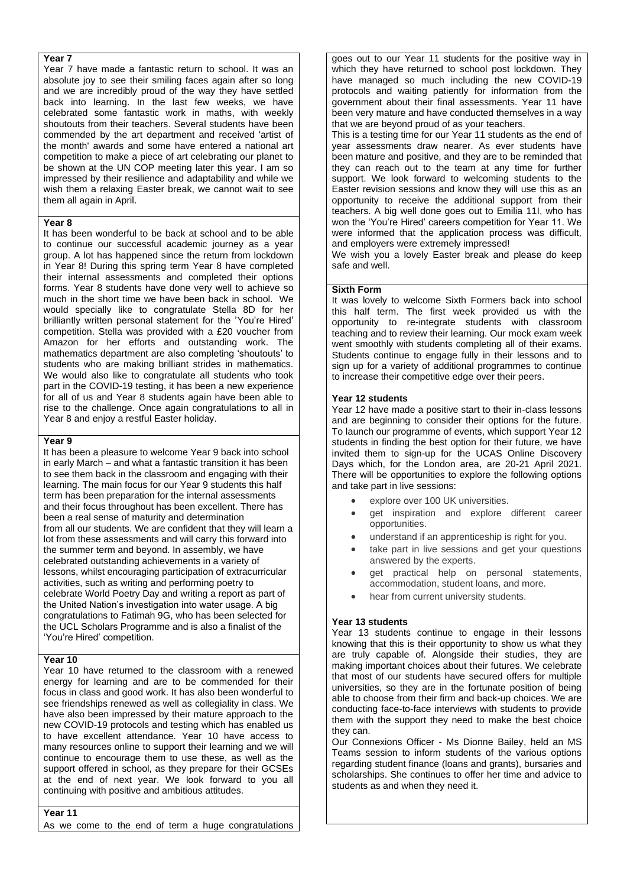## Year 7

Year 7 have made a fantastic return to school. It was an absolute joy to see their smiling faces again after so long and we are incredibly proud of the way they have settled back into learning. In the last few weeks, we have celebrated some fantastic work in maths, with weekly shoutouts from their teachers. Several students have been commended by the art department and received 'artist of the month' awards and some have entered a national art competition to make a piece of art celebrating our planet to be shown at the UN COP meeting later this year. I am so impressed by their resilience and adaptability and while we wish them a relaxing Easter break, we cannot wait to see them all again in April.

## Year 8

It has been wonderful to be back at school and to be able to continue our successful academic journey as a year group. A lot has happened since the return from lockdown in Year 8! During this spring term Year 8 have completed their internal assessments and completed their options forms. Year 8 students have done very well to achieve so much in the short time we have been back in school. We would specially like to congratulate Stella 8D for her brilliantly written personal statement for the 'You're Hired' competition. Stella was provided with a £20 voucher from Amazon for her efforts and outstanding work. The mathematics department are also completing 'shoutouts' to students who are making brilliant strides in mathematics. We would also like to congratulate all students who took part in the COVID-19 testing, it has been a new experience for all of us and Year 8 students again have been able to rise to the challenge. Once again congratulations to all in Year 8 and enjoy a restful Easter holiday.

## Year 9

It has been a pleasure to welcome Year 9 back into school in early March – and what a fantastic transition it has been to see them back in the classroom and engaging with their learning. The main focus for our Year 9 students this half term has been preparation for the internal assessments and their focus throughout has been excellent. There has been a real sense of maturity and determination from all our students. We are confident that they will learn a lot from these assessments and will carry this forward into the summer term and beyond. In assembly, we have celebrated outstanding achievements in a variety of lessons, whilst encouraging participation of extracurricular activities, such as writing and performing poetry to celebrate World Poetry Day and writing a report as part of the United Nation's investigation into water usage. A big congratulations to Fatimah 9G, who has been selected for the UCL Scholars Programme and is also a finalist of the 'You're Hired' competition.

## Year 10

Year 10 have returned to the classroom with a renewed energy for learning and are to be commended for their focus in class and good work. It has also been wonderful to see friendships renewed as well as collegiality in class. We have also been impressed by their mature approach to the new COVID-19 protocols and testing which has enabled us to have excellent attendance. Year 10 have access to many resources online to support their learning and we will continue to encourage them to use these, as well as the support offered in school, as they prepare for their GCSEs at the end of next year. We look forward to you all continuing with positive and ambitious attitudes.

## Year 11

As we come to the end of term a huge congratulations goes out to our Year 11 students for the positive way in which they have returned to school post lockdown. They have managed so much including the new COVID-19 protocols and waiting patiently for information from the government about their final assessments. Year 11 have been very mature and have conducted themselves in a way that we are beyond proud of as your teachers.

This is a testing time for our Year 11 students as the end of year assessments draw nearer. As ever students have been mature and positive, and they are to be reminded that they can reach out to the team at any time for further support. We look forward to welcoming students to the Easter revision sessions and know they will use this as an opportunity to receive the additional support from their teachers. A big well done goes out to Emilia 11I, who has won the 'You're Hired' careers competition for Year 11. We were informed that the application process was difficult, and employers were extremely impressed!

We wish you a lovely Easter break and please do keep safe and well.

## Sixth Form

It was lovely to welcome Sixth Formers back into school this half term. The first week provided us with the opportunity to re-integrate students with classroom teaching and to review their learning. Our mock exam week went smoothly with students completing all of their exams. Students continue to engage fully in their lessons and to sign up for a variety of additional programmes to continue to increase their competitive edge over their peers.

### Year 12 students

Year 12 have made a positive start to their in-class lessons and are beginning to consider their options for the future. To launch our programme of events, which support Year 12 students in finding the best option for their future, we have invited them to sign-up for the UCAS Online Discovery Days which, for the London area, are 20-21 April 2021. There will be opportunities to explore the following options and take part in live sessions:

- explore over 100 UK universities.
- get inspiration and explore different career opportunities.
- understand if an apprenticeship is right for you.
- take part in live sessions and get your questions answered by the experts.
- get practical help on personal statements, accommodation, student loans, and more.
- hear from current university students.

### Year 13 students

Year 13 students continue to engage in their lessons knowing that this is their opportunity to show us what they are truly capable of. Alongside their studies, they are making important choices about their futures. We celebrate that most of our students have secured offers for multiple universities, so they are in the fortunate position of being able to choose from their firm and back-up choices. We are conducting face-to-face interviews with students to provide them with the support they need to make the best choice they can.

Our Connexions Officer - Ms Dionne Bailey, held an MS Teams session to inform students of the various options regarding student finance (loans and grants), bursaries and scholarships. She continues to offer her time and advice to students as and when they need it.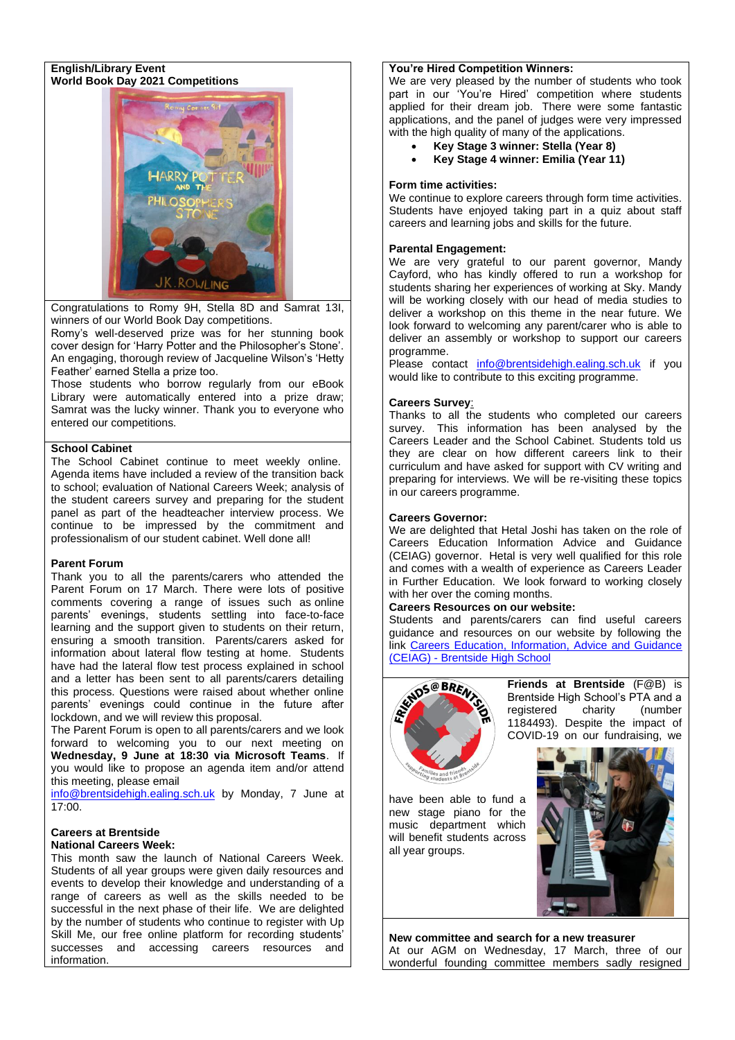**English/Library Event**
**World Book Day 2021 Competitions**

Congratulations to Romy 9H, Stella 8D and Samrat 13I, winners of our World Book Day competitions.

Romy's well-deserved prize was for her stunning book cover design for 'Harry Potter and the Philosopher's Stone'. An engaging, thorough review of Jacqueline Wilson's 'Hetty Feather' earned Stella a prize too.

Those students who borrow regularly from our eBook Library were automatically entered into a prize draw; Samrat was the lucky winner. Thank you to everyone who entered our competitions.

**School Cabinet**

The School Cabinet continue to meet weekly online. Agenda items have included a review of the transition back to school; evaluation of National Careers Week; analysis of the student careers survey and preparing for the student panel as part of the headteacher interview process. We continue to be impressed by the commitment and professionalism of our student cabinet. Well done all!

**Parent Forum**

Thank you to all the parents/carers who attended the Parent Forum on 17 March. There were lots of positive comments covering a range of issues such as online parents' evenings, students settling into face-to-face learning and the support given to students on their return, ensuring a smooth transition. Parents/carers asked for information about lateral flow testing at home. Students have had the lateral flow test process explained in school and a letter has been sent to all parents/carers detailing this process. Questions were raised about whether online parents' evenings could continue in the future after lockdown, and we will review this proposal.

The Parent Forum is open to all parents/carers and we look forward to welcoming you to our next meeting on **Wednesday, 9 June at 18:30 via Microsoft Teams**. If you would like to propose an agenda item and/or attend this meeting, please email info@brentsidehigh.ealing.sch.uk by Monday, 7 June at 17:00.

**Careers at Brentside**
**National Careers Week:**

This month saw the launch of National Careers Week. Students of all year groups were given daily resources and events to develop their knowledge and understanding of a range of careers as well as the skills needed to be successful in the next phase of their life. We are delighted by the number of students who continue to register with Up Skill Me, our free online platform for recording students' successes and accessing careers resources and information.

**You're Hired Competition Winners:**

We are very pleased by the number of students who took part in our 'You're Hired' competition where students applied for their dream job. There were some fantastic applications, and the panel of judges were very impressed with the high quality of many of the applications.

- **Key Stage 3 winner: Stella (Year 8)**
- **Key Stage 4 winner: Emilia (Year 11)**

**Form time activities:**

We continue to explore careers through form time activities. Students have enjoyed taking part in a quiz about staff careers and learning jobs and skills for the future.

**Parental Engagement:**

We are very grateful to our parent governor, Mandy Cayford, who has kindly offered to run a workshop for students sharing her experiences of working at Sky. Mandy will be working closely with our head of media studies to deliver a workshop on this theme in the near future. We look forward to welcoming any parent/carer who is able to deliver an assembly or workshop to support our careers programme.

Please contact info@brentsidehigh.ealing.sch.uk if you would like to contribute to this exciting programme.

**Careers Survey:**

Thanks to all the students who completed our careers survey. This information has been analysed by the Careers Leader and the School Cabinet. Students told us they are clear on how different careers link to their curriculum and have asked for support with CV writing and preparing for interviews. We will be re-visiting these topics in our careers programme.

**Careers Governor:**

We are delighted that Hetal Joshi has taken on the role of Careers Education Information Advice and Guidance (CEIAG) governor. Hetal is very well qualified for this role and comes with a wealth of experience as Careers Leader in Further Education. We look forward to working closely with her over the coming months.

**Careers Resources on our website:**

Students and parents/carers can find useful careers guidance and resources on our website by following the link [Careers Education, Information, Advice and Guidance (CEIAG) - Brentside High School]

**Friends at Brentside** (F@B) is Brentside High School's PTA and a registered charity (number 1184493). Despite the impact of COVID-19 on our fundraising, we have been able to fund a new stage piano for the music department which will benefit students across all year groups.

**New committee and search for a new treasurer**

At our AGM on Wednesday, 17 March, three of our wonderful founding committee members sadly resigned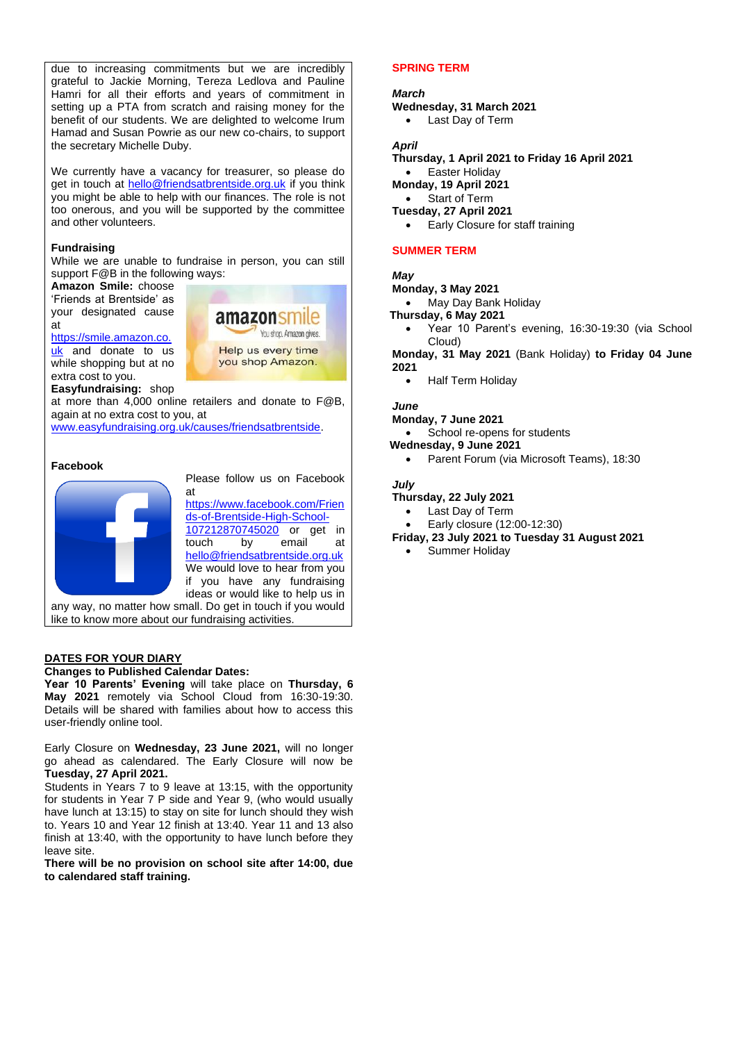due to increasing commitments but we are incredibly grateful to Jackie Morning, Tereza Ledlova and Pauline Hamri for all their efforts and years of commitment in setting up a PTA from scratch and raising money for the benefit of our students. We are delighted to welcome Irum Hamad and Susan Powrie as our new co-chairs, to support the secretary Michelle Duby.

We currently have a vacancy for treasurer, so please do get in touch at hello@friendsatbrentside.org.uk if you think you might be able to help with our finances. The role is not too onerous, and you will be supported by the committee and other volunteers.

**Fundraising**

While we are unable to fundraise in person, you can still support F@B in the following ways:

**Amazon Smile:** choose 'Friends at Brentside' as your designated cause at https://smile.amazon.co.uk and donate to us while shopping but at no extra cost to you.

amazonsmile
You shop. Amazon gives.
Help us every time you shop Amazon.

**Easyfundraising:** shop at more than 4,000 online retailers and donate to F@B, again at no extra cost to you, at www.easyfundraising.org.uk/causes/friendsatbrentside.

**Facebook**

Please follow us on Facebook at https://www.facebook.com/Friends-of-Brentside-High-School-107212870745020 or get in touch by email at hello@friendsatbrentside.org.uk We would love to hear from you if you have any fundraising ideas or would like to help us in any way, no matter how small. Do get in touch if you would like to know more about our fundraising activities.

## DATES FOR YOUR DIARY

**Changes to Published Calendar Dates:**

**Year 10 Parents' Evening** will take place on **Thursday, 6 May 2021** remotely via School Cloud from 16:30-19:30. Details will be shared with families about how to access this user-friendly online tool.

Early Closure on **Wednesday, 23 June 2021,** will no longer go ahead as calendared. The Early Closure will now be **Tuesday, 27 April 2021.**

Students in Years 7 to 9 leave at 13:15, with the opportunity for students in Year 7 P side and Year 9, (who would usually have lunch at 13:15) to stay on site for lunch should they wish to. Years 10 and Year 12 finish at 13:40. Year 11 and 13 also finish at 13:40, with the opportunity to have lunch before they leave site.

**There will be no provision on school site after 14:00, due to calendared staff training.**

### SPRING TERM

***March***

**Wednesday, 31 March 2021**

- Last Day of Term

***April***

**Thursday, 1 April 2021 to Friday 16 April 2021**

- Easter Holiday

**Monday, 19 April 2021**

- Start of Term

**Tuesday, 27 April 2021**

- Early Closure for staff training

### SUMMER TERM

***May***

**Monday, 3 May 2021**

- May Day Bank Holiday

**Thursday, 6 May 2021**

- Year 10 Parent's evening, 16:30-19:30 (via School Cloud)

**Monday, 31 May 2021** (Bank Holiday) **to Friday 04 June 2021**

- Half Term Holiday

***June***

**Monday, 7 June 2021**

- School re-opens for students

**Wednesday, 9 June 2021**

- Parent Forum (via Microsoft Teams), 18:30

***July***

**Thursday, 22 July 2021**

- Last Day of Term
- Early closure (12:00-12:30)

**Friday, 23 July 2021 to Tuesday 31 August 2021**

- Summer Holiday